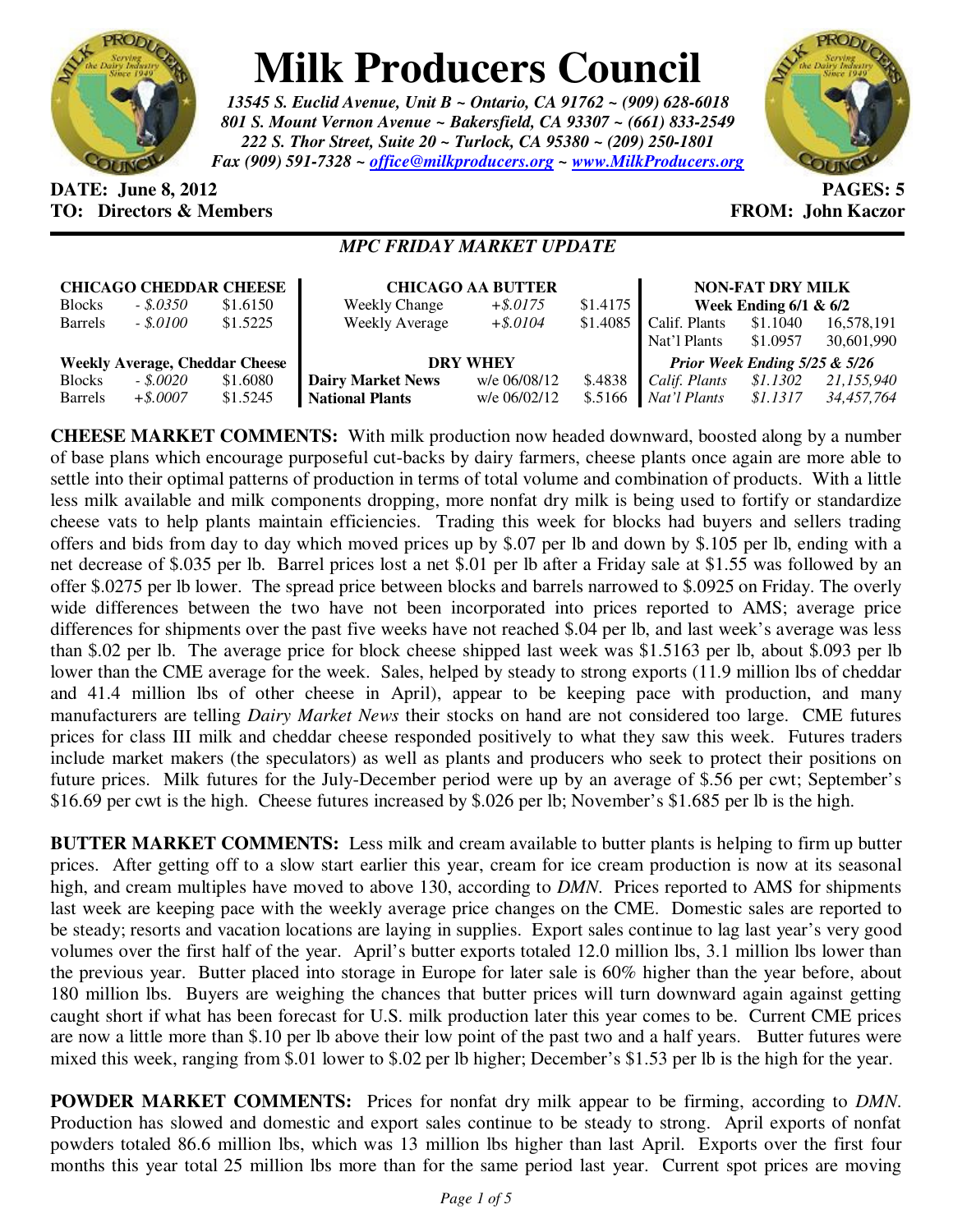# Milk Producers Council

***13545 S. Euclid Avenue, Unit B ~ Ontario, CA 91762 ~ (909) 628-6018***
***801 S. Mount Vernon Avenue ~ Bakersfield, CA 93307 ~ (661) 833-2549***
***222 S. Thor Street, Suite 20 ~ Turlock, CA 95380 ~ (209) 250-1801***
***Fax (909) 591-7328 ~ office@milkproducers.org ~ www.MilkProducers.org***

**DATE: June 8, 2012** **PAGES: 5**
**TO: Directors & Members** **FROM: John Kaczor**

***MPC FRIDAY MARKET UPDATE***

| **CHICAGO CHEDDAR CHEESE** | | |
|---|---|---|
| Blocks | *- $.0350* | $1.6150 |
| Barrels | *- $.0100* | $1.5225 |
| **Weekly Average, Cheddar Cheese** | | |
| Blocks | *- $.0020* | $1.6080 |
| Barrels | *+$.0007* | $1.5245 |

| **CHICAGO AA BUTTER** | | |
|---|---|---|
| Weekly Change | *+$.0175* | $1.4175 |
| Weekly Average | *+$.0104* | $1.4085 |
| **DRY WHEY** | | |
| **Dairy Market News** | w/e 06/08/12 | $.4838 |
| **National Plants** | w/e 06/02/12 | $.5166 |

| **NON-FAT DRY MILK** | | |
|---|---|---|
| **Week Ending 6/1 & 6/2** | | |
| Calif. Plants | $1.1040 | 16,578,191 |
| Nat'l Plants | $1.0957 | 30,601,990 |
| ***Prior Week Ending 5/25 & 5/26*** | | |
| *Calif. Plants* | *$1.1302* | *21,155,940* |
| *Nat'l Plants* | *$1.1317* | *34,457,764* |

**CHEESE MARKET COMMENTS:** With milk production now headed downward, boosted along by a number of base plans which encourage purposeful cut-backs by dairy farmers, cheese plants once again are more able to settle into their optimal patterns of production in terms of total volume and combination of products. With a little less milk available and milk components dropping, more nonfat dry milk is being used to fortify or standardize cheese vats to help plants maintain efficiencies. Trading this week for blocks had buyers and sellers trading offers and bids from day to day which moved prices up by $.07 per lb and down by $.105 per lb, ending with a net decrease of $.035 per lb. Barrel prices lost a net $.01 per lb after a Friday sale at $1.55 was followed by an offer $.0275 per lb lower. The spread price between blocks and barrels narrowed to $.0925 on Friday. The overly wide differences between the two have not been incorporated into prices reported to AMS; average price differences for shipments over the past five weeks have not reached $.04 per lb, and last week's average was less than $.02 per lb. The average price for block cheese shipped last week was $1.5163 per lb, about $.093 per lb lower than the CME average for the week. Sales, helped by steady to strong exports (11.9 million lbs of cheddar and 41.4 million lbs of other cheese in April), appear to be keeping pace with production, and many manufacturers are telling *Dairy Market News* their stocks on hand are not considered too large. CME futures prices for class III milk and cheddar cheese responded positively to what they saw this week. Futures traders include market makers (the speculators) as well as plants and producers who seek to protect their positions on future prices. Milk futures for the July-December period were up by an average of $.56 per cwt; September's $16.69 per cwt is the high. Cheese futures increased by $.026 per lb; November's $1.685 per lb is the high.

**BUTTER MARKET COMMENTS:** Less milk and cream available to butter plants is helping to firm up butter prices. After getting off to a slow start earlier this year, cream for ice cream production is now at its seasonal high, and cream multiples have moved to above 130, according to *DMN*. Prices reported to AMS for shipments last week are keeping pace with the weekly average price changes on the CME. Domestic sales are reported to be steady; resorts and vacation locations are laying in supplies. Export sales continue to lag last year's very good volumes over the first half of the year. April's butter exports totaled 12.0 million lbs, 3.1 million lbs lower than the previous year. Butter placed into storage in Europe for later sale is 60% higher than the year before, about 180 million lbs. Buyers are weighing the chances that butter prices will turn downward again against getting caught short if what has been forecast for U.S. milk production later this year comes to be. Current CME prices are now a little more than $.10 per lb above their low point of the past two and a half years. Butter futures were mixed this week, ranging from $.01 lower to $.02 per lb higher; December's $1.53 per lb is the high for the year.

**POWDER MARKET COMMENTS:** Prices for nonfat dry milk appear to be firming, according to *DMN*. Production has slowed and domestic and export sales continue to be steady to strong. April exports of nonfat powders totaled 86.6 million lbs, which was 13 million lbs higher than last April. Exports over the first four months this year total 25 million lbs more than for the same period last year. Current spot prices are moving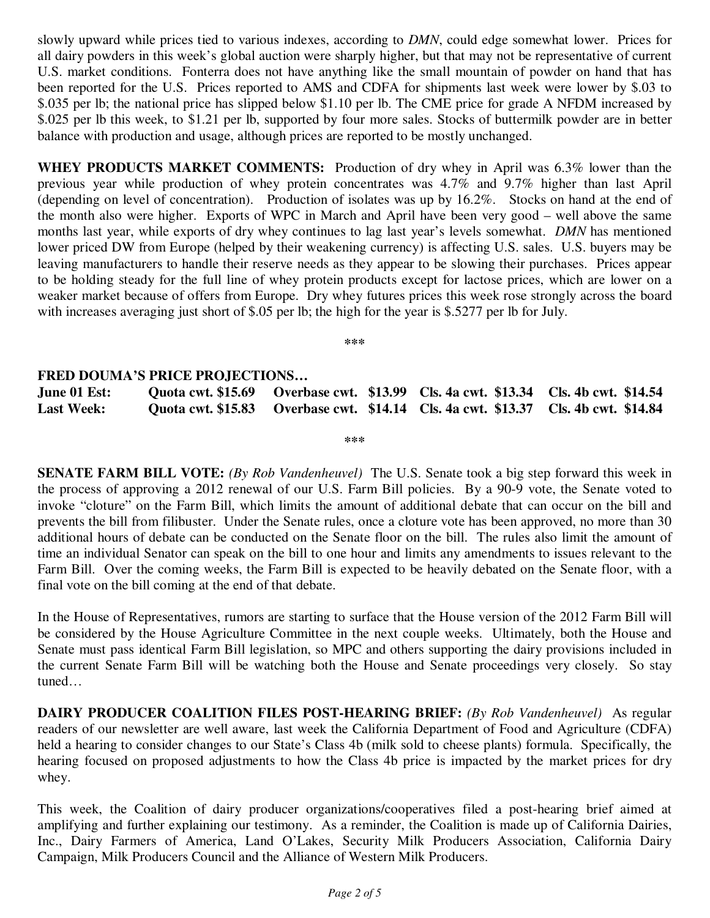slowly upward while prices tied to various indexes, according to *DMN*, could edge somewhat lower. Prices for all dairy powders in this week's global auction were sharply higher, but that may not be representative of current U.S. market conditions. Fonterra does not have anything like the small mountain of powder on hand that has been reported for the U.S. Prices reported to AMS and CDFA for shipments last week were lower by $.03 to $.035 per lb; the national price has slipped below $1.10 per lb. The CME price for grade A NFDM increased by $.025 per lb this week, to $1.21 per lb, supported by four more sales. Stocks of buttermilk powder are in better balance with production and usage, although prices are reported to be mostly unchanged.

**WHEY PRODUCTS MARKET COMMENTS:** Production of dry whey in April was 6.3% lower than the previous year while production of whey protein concentrates was 4.7% and 9.7% higher than last April (depending on level of concentration). Production of isolates was up by 16.2%. Stocks on hand at the end of the month also were higher. Exports of WPC in March and April have been very good – well above the same months last year, while exports of dry whey continues to lag last year's levels somewhat. *DMN* has mentioned lower priced DW from Europe (helped by their weakening currency) is affecting U.S. sales. U.S. buyers may be leaving manufacturers to handle their reserve needs as they appear to be slowing their purchases. Prices appear to be holding steady for the full line of whey protein products except for lactose prices, which are lower on a weaker market because of offers from Europe. Dry whey futures prices this week rose strongly across the board with increases averaging just short of $.05 per lb; the high for the year is $.5277 per lb for July.

***

**FRED DOUMA'S PRICE PROJECTIONS…**

| | | | | |
|---|---|---|---|---|
| **June 01 Est:** | **Quota cwt. $15.69** | **Overbase cwt. $13.99** | **Cls. 4a cwt. $13.34** | **Cls. 4b cwt. $14.54** |
| **Last Week:** | **Quota cwt. $15.83** | **Overbase cwt. $14.14** | **Cls. 4a cwt. $13.37** | **Cls. 4b cwt. $14.84** |

***

**SENATE FARM BILL VOTE:** *(By Rob Vandenheuvel)* The U.S. Senate took a big step forward this week in the process of approving a 2012 renewal of our U.S. Farm Bill policies. By a 90-9 vote, the Senate voted to invoke "cloture" on the Farm Bill, which limits the amount of additional debate that can occur on the bill and prevents the bill from filibuster. Under the Senate rules, once a cloture vote has been approved, no more than 30 additional hours of debate can be conducted on the Senate floor on the bill. The rules also limit the amount of time an individual Senator can speak on the bill to one hour and limits any amendments to issues relevant to the Farm Bill. Over the coming weeks, the Farm Bill is expected to be heavily debated on the Senate floor, with a final vote on the bill coming at the end of that debate.

In the House of Representatives, rumors are starting to surface that the House version of the 2012 Farm Bill will be considered by the House Agriculture Committee in the next couple weeks. Ultimately, both the House and Senate must pass identical Farm Bill legislation, so MPC and others supporting the dairy provisions included in the current Senate Farm Bill will be watching both the House and Senate proceedings very closely. So stay tuned…

**DAIRY PRODUCER COALITION FILES POST-HEARING BRIEF:** *(By Rob Vandenheuvel)* As regular readers of our newsletter are well aware, last week the California Department of Food and Agriculture (CDFA) held a hearing to consider changes to our State's Class 4b (milk sold to cheese plants) formula. Specifically, the hearing focused on proposed adjustments to how the Class 4b price is impacted by the market prices for dry whey.

This week, the Coalition of dairy producer organizations/cooperatives filed a post-hearing brief aimed at amplifying and further explaining our testimony. As a reminder, the Coalition is made up of California Dairies, Inc., Dairy Farmers of America, Land O'Lakes, Security Milk Producers Association, California Dairy Campaign, Milk Producers Council and the Alliance of Western Milk Producers.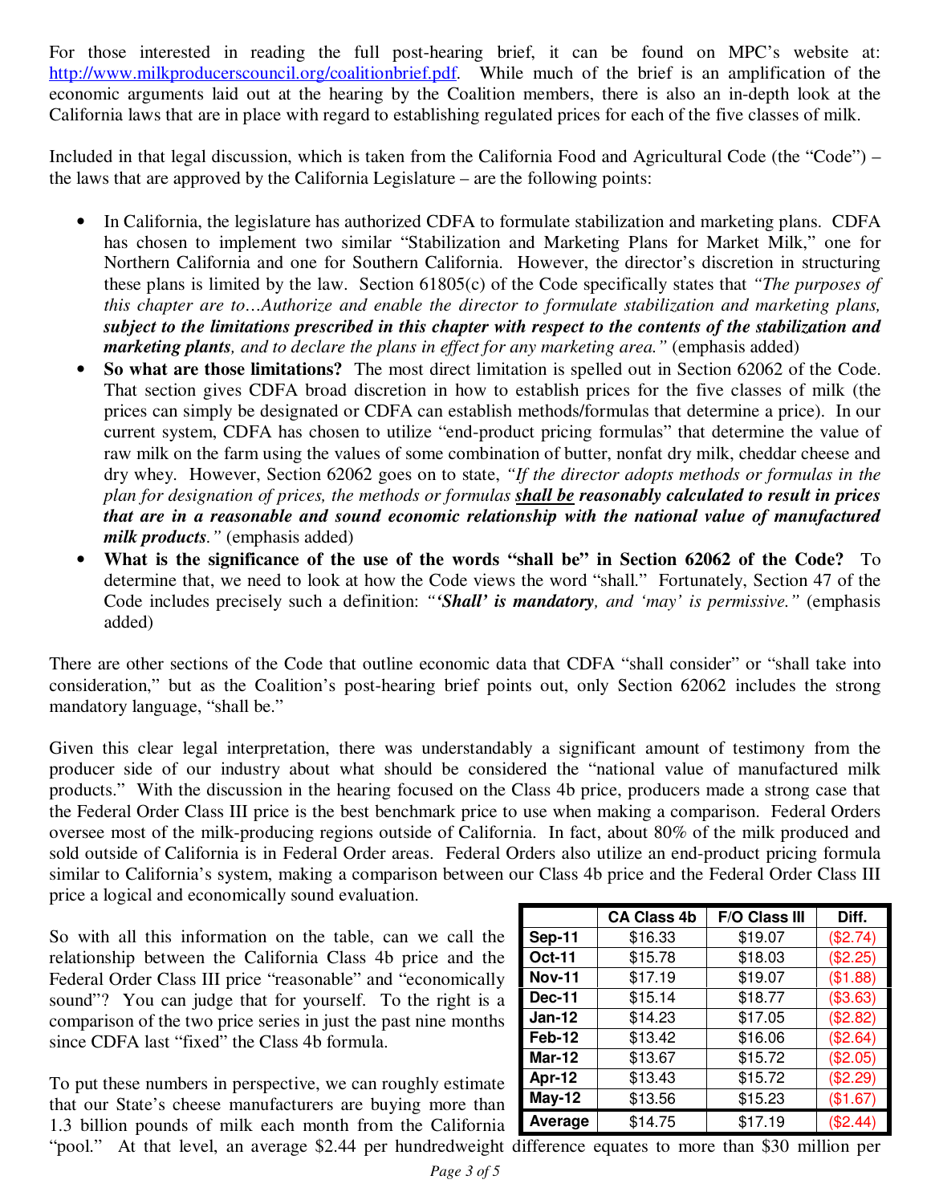For those interested in reading the full post-hearing brief, it can be found on MPC's website at: http://www.milkproducerscouncil.org/coalitionbrief.pdf. While much of the brief is an amplification of the economic arguments laid out at the hearing by the Coalition members, there is also an in-depth look at the California laws that are in place with regard to establishing regulated prices for each of the five classes of milk.

Included in that legal discussion, which is taken from the California Food and Agricultural Code (the "Code") – the laws that are approved by the California Legislature – are the following points:

- In California, the legislature has authorized CDFA to formulate stabilization and marketing plans. CDFA has chosen to implement two similar "Stabilization and Marketing Plans for Market Milk," one for Northern California and one for Southern California. However, the director's discretion in structuring these plans is limited by the law. Section 61805(c) of the Code specifically states that *"The purposes of this chapter are to…Authorize and enable the director to formulate stabilization and marketing plans,* ***subject to the limitations prescribed in this chapter with respect to the contents of the stabilization and marketing plants****, and to declare the plans in effect for any marketing area."* (emphasis added)
- **So what are those limitations?** The most direct limitation is spelled out in Section 62062 of the Code. That section gives CDFA broad discretion in how to establish prices for the five classes of milk (the prices can simply be designated or CDFA can establish methods/formulas that determine a price). In our current system, CDFA has chosen to utilize "end-product pricing formulas" that determine the value of raw milk on the farm using the values of some combination of butter, nonfat dry milk, cheddar cheese and dry whey. However, Section 62062 goes on to state, *"If the director adopts methods or formulas in the plan for designation of prices, the methods or formulas* ***shall be reasonably calculated to result in prices that are in a reasonable and sound economic relationship with the national value of manufactured milk products****."* (emphasis added)
- **What is the significance of the use of the words "shall be" in Section 62062 of the Code?** To determine that, we need to look at how the Code views the word "shall." Fortunately, Section 47 of the Code includes precisely such a definition: *"****'Shall' is mandatory****, and 'may' is permissive."* (emphasis added)

There are other sections of the Code that outline economic data that CDFA "shall consider" or "shall take into consideration," but as the Coalition's post-hearing brief points out, only Section 62062 includes the strong mandatory language, "shall be."

Given this clear legal interpretation, there was understandably a significant amount of testimony from the producer side of our industry about what should be considered the "national value of manufactured milk products." With the discussion in the hearing focused on the Class 4b price, producers made a strong case that the Federal Order Class III price is the best benchmark price to use when making a comparison. Federal Orders oversee most of the milk-producing regions outside of California. In fact, about 80% of the milk produced and sold outside of California is in Federal Order areas. Federal Orders also utilize an end-product pricing formula similar to California's system, making a comparison between our Class 4b price and the Federal Order Class III price a logical and economically sound evaluation.

So with all this information on the table, can we call the relationship between the California Class 4b price and the Federal Order Class III price "reasonable" and "economically sound"? You can judge that for yourself. To the right is a comparison of the two price series in just the past nine months since CDFA last "fixed" the Class 4b formula.

| | CA Class 4b | F/O Class III | Diff. |
|---|---|---|---|
| **Sep-11** | $16.33 | $19.07 | ($2.74) |
| **Oct-11** | $15.78 | $18.03 | ($2.25) |
| **Nov-11** | $17.19 | $19.07 | ($1.88) |
| **Dec-11** | $15.14 | $18.77 | ($3.63) |
| **Jan-12** | $14.23 | $17.05 | ($2.82) |
| **Feb-12** | $13.42 | $16.06 | ($2.64) |
| **Mar-12** | $13.67 | $15.72 | ($2.05) |
| **Apr-12** | $13.43 | $15.72 | ($2.29) |
| **May-12** | $13.56 | $15.23 | ($1.67) |
| **Average** | $14.75 | $17.19 | ($2.44) |

To put these numbers in perspective, we can roughly estimate that our State's cheese manufacturers are buying more than 1.3 billion pounds of milk each month from the California "pool." At that level, an average $2.44 per hundredweight difference equates to more than $30 million per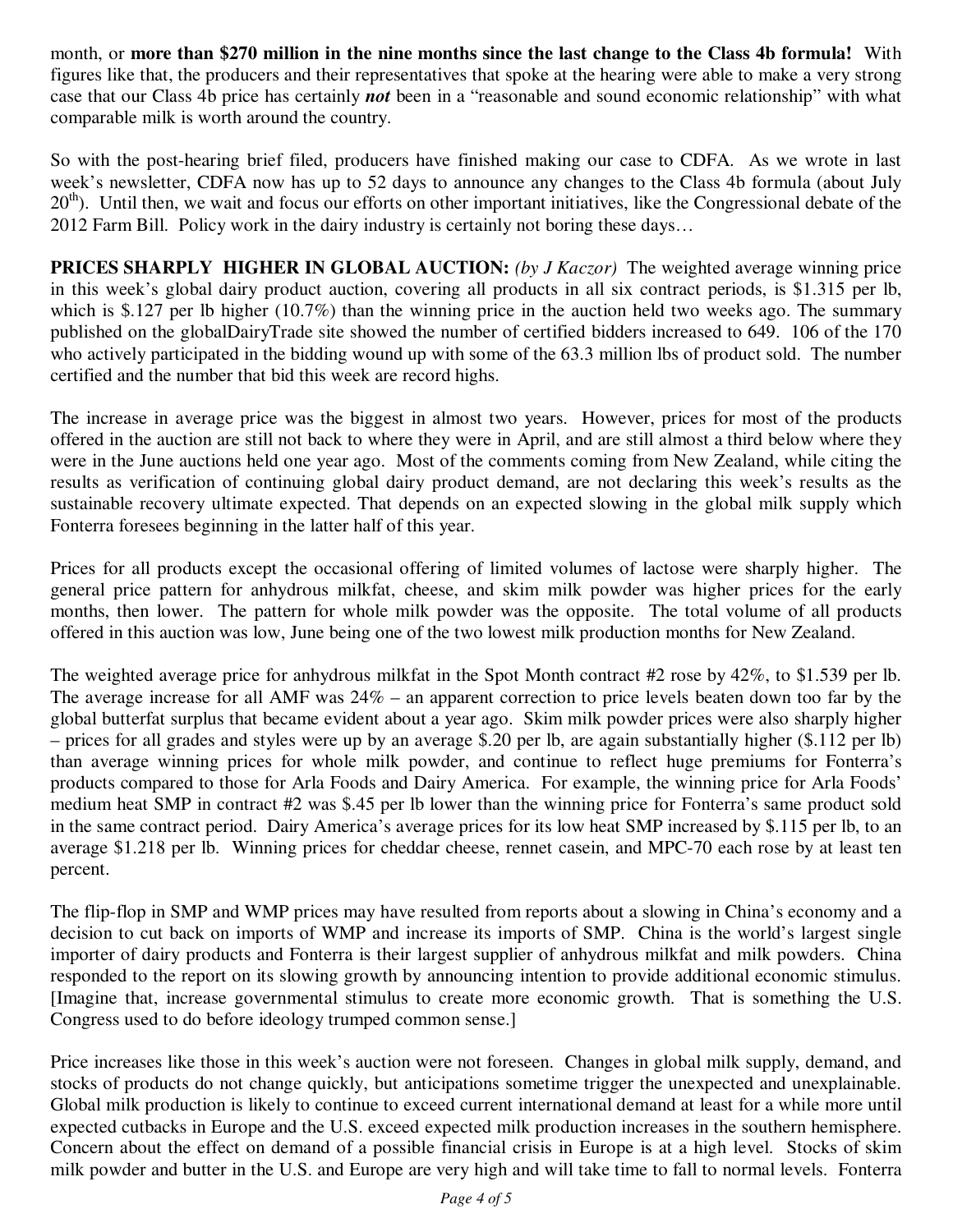month, or **more than $270 million in the nine months since the last change to the Class 4b formula!** With figures like that, the producers and their representatives that spoke at the hearing were able to make a very strong case that our Class 4b price has certainly ***not*** been in a "reasonable and sound economic relationship" with what comparable milk is worth around the country.

So with the post-hearing brief filed, producers have finished making our case to CDFA. As we wrote in last week's newsletter, CDFA now has up to 52 days to announce any changes to the Class 4b formula (about July 20th). Until then, we wait and focus our efforts on other important initiatives, like the Congressional debate of the 2012 Farm Bill. Policy work in the dairy industry is certainly not boring these days…

**PRICES SHARPLY HIGHER IN GLOBAL AUCTION:** *(by J Kaczor)* The weighted average winning price in this week's global dairy product auction, covering all products in all six contract periods, is $1.315 per lb, which is $.127 per lb higher (10.7%) than the winning price in the auction held two weeks ago. The summary published on the globalDairyTrade site showed the number of certified bidders increased to 649. 106 of the 170 who actively participated in the bidding wound up with some of the 63.3 million lbs of product sold. The number certified and the number that bid this week are record highs.

The increase in average price was the biggest in almost two years. However, prices for most of the products offered in the auction are still not back to where they were in April, and are still almost a third below where they were in the June auctions held one year ago. Most of the comments coming from New Zealand, while citing the results as verification of continuing global dairy product demand, are not declaring this week's results as the sustainable recovery ultimate expected. That depends on an expected slowing in the global milk supply which Fonterra foresees beginning in the latter half of this year.

Prices for all products except the occasional offering of limited volumes of lactose were sharply higher. The general price pattern for anhydrous milkfat, cheese, and skim milk powder was higher prices for the early months, then lower. The pattern for whole milk powder was the opposite. The total volume of all products offered in this auction was low, June being one of the two lowest milk production months for New Zealand.

The weighted average price for anhydrous milkfat in the Spot Month contract #2 rose by 42%, to $1.539 per lb. The average increase for all AMF was 24% – an apparent correction to price levels beaten down too far by the global butterfat surplus that became evident about a year ago. Skim milk powder prices were also sharply higher – prices for all grades and styles were up by an average $.20 per lb, are again substantially higher ($.112 per lb) than average winning prices for whole milk powder, and continue to reflect huge premiums for Fonterra's products compared to those for Arla Foods and Dairy America. For example, the winning price for Arla Foods' medium heat SMP in contract #2 was $.45 per lb lower than the winning price for Fonterra's same product sold in the same contract period. Dairy America's average prices for its low heat SMP increased by $.115 per lb, to an average $1.218 per lb. Winning prices for cheddar cheese, rennet casein, and MPC-70 each rose by at least ten percent.

The flip-flop in SMP and WMP prices may have resulted from reports about a slowing in China's economy and a decision to cut back on imports of WMP and increase its imports of SMP. China is the world's largest single importer of dairy products and Fonterra is their largest supplier of anhydrous milkfat and milk powders. China responded to the report on its slowing growth by announcing intention to provide additional economic stimulus. [Imagine that, increase governmental stimulus to create more economic growth. That is something the U.S. Congress used to do before ideology trumped common sense.]

Price increases like those in this week's auction were not foreseen. Changes in global milk supply, demand, and stocks of products do not change quickly, but anticipations sometime trigger the unexpected and unexplainable. Global milk production is likely to continue to exceed current international demand at least for a while more until expected cutbacks in Europe and the U.S. exceed expected milk production increases in the southern hemisphere. Concern about the effect on demand of a possible financial crisis in Europe is at a high level. Stocks of skim milk powder and butter in the U.S. and Europe are very high and will take time to fall to normal levels. Fonterra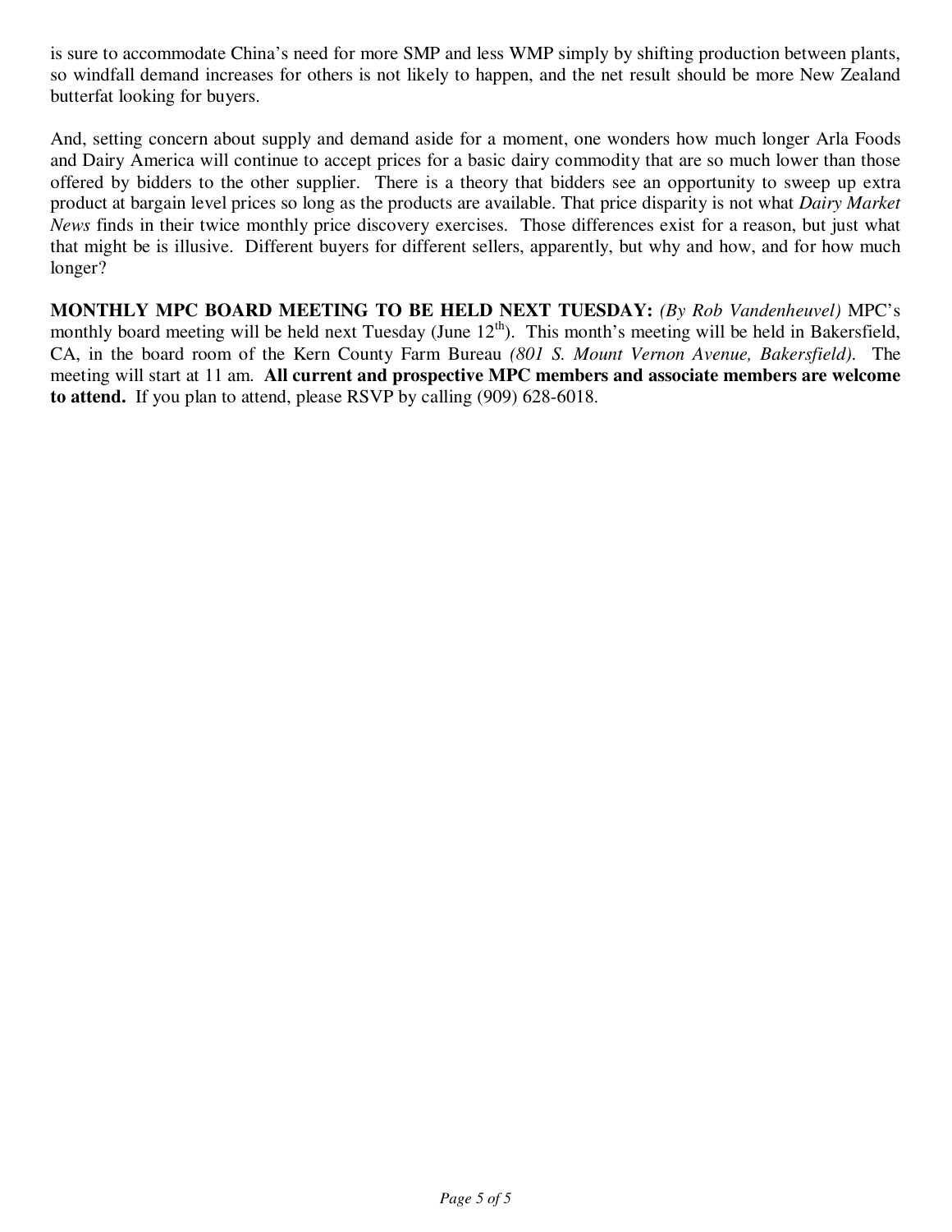is sure to accommodate China's need for more SMP and less WMP simply by shifting production between plants, so windfall demand increases for others is not likely to happen, and the net result should be more New Zealand butterfat looking for buyers.

And, setting concern about supply and demand aside for a moment, one wonders how much longer Arla Foods and Dairy America will continue to accept prices for a basic dairy commodity that are so much lower than those offered by bidders to the other supplier. There is a theory that bidders see an opportunity to sweep up extra product at bargain level prices so long as the products are available. That price disparity is not what *Dairy Market News* finds in their twice monthly price discovery exercises. Those differences exist for a reason, but just what that might be is illusive. Different buyers for different sellers, apparently, but why and how, and for how much longer?

**MONTHLY MPC BOARD MEETING TO BE HELD NEXT TUESDAY:** *(By Rob Vandenheuvel)* MPC's monthly board meeting will be held next Tuesday (June 12th). This month's meeting will be held in Bakersfield, CA, in the board room of the Kern County Farm Bureau *(801 S. Mount Vernon Avenue, Bakersfield)*. The meeting will start at 11 am. **All current and prospective MPC members and associate members are welcome to attend.** If you plan to attend, please RSVP by calling (909) 628-6018.